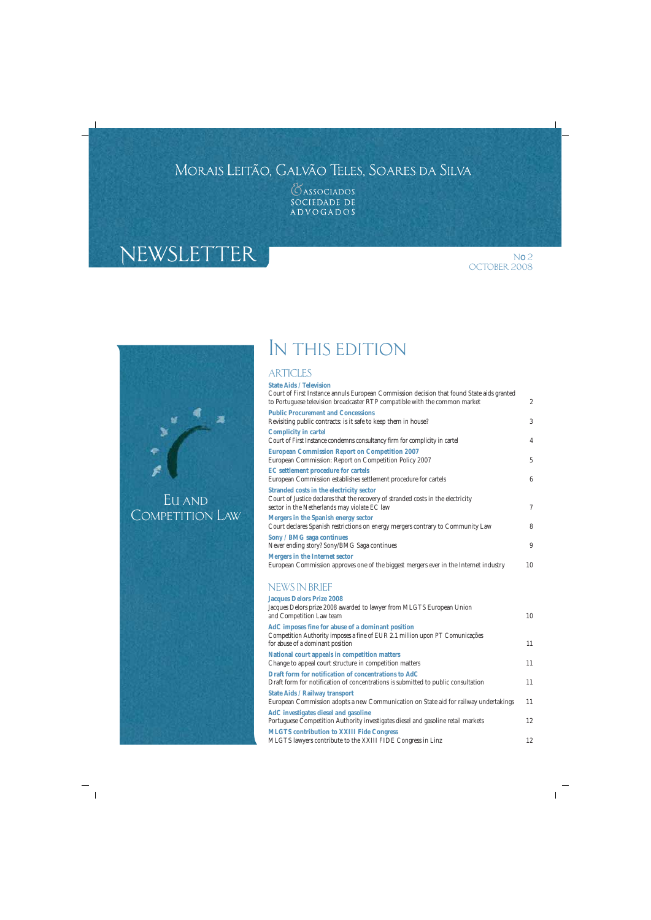# Morais Leitão, Galvão Teles, Soares da Silva

& Associados
Sociedade de Advogados

# NEWSLETTER

No 2
OCTOBER 2008

EU and Competition Law

## In this edition

### ARTICLES

**State Aids / Television**
Court of First Instance annuls European Commission decision that found State aids granted to Portuguese television broadcaster RTP compatible with the common market — 2

**Public Procurement and Concessions**
Revisiting public contracts: is it safe to keep them in house? — 3

**Complicity in cartel**
Court of First Instance condemns consultancy firm for complicity in cartel — 4

**European Commission Report on Competition 2007**
European Commission: Report on Competition Policy 2007 — 5

**EC settlement procedure for cartels**
European Commission establishes settlement procedure for cartels — 6

**Stranded costs in the electricity sector**
Court of Justice declares that the recovery of stranded costs in the electricity sector in the Netherlands may violate EC law — 7

**Mergers in the Spanish energy sector**
Court declares Spanish restrictions on energy mergers contrary to Community Law — 8

**Sony / BMG saga continues**
Never ending story? Sony/BMG Saga continues — 9

**Mergers in the Internet sector**
European Commission approves one of the biggest mergers ever in the Internet industry — 10

### NEWS IN BRIEF

**Jacques Delors Prize 2008**
Jacques Delors prize 2008 awarded to lawyer from MLGTS European Union and Competition Law team — 10

**AdC imposes fine for abuse of a dominant position**
Competition Authority imposes a fine of EUR 2.1 million upon PT Comunicações for abuse of a dominant position — 11

**National court appeals in competition matters**
Change to appeal court structure in competition matters — 11

**Draft form for notification of concentrations to AdC**
Draft form for notification of concentrations is submitted to public consultation — 11

**State Aids / Railway transport**
European Commission adopts a new Communication on State aid for railway undertakings — 11

**AdC investigates diesel and gasoline**
Portuguese Competition Authority investigates diesel and gasoline retail markets — 12

**MLGTS contribution to XXIII Fide Congress**
MLGTS lawyers contribute to the XXIII FIDE Congress in Linz — 12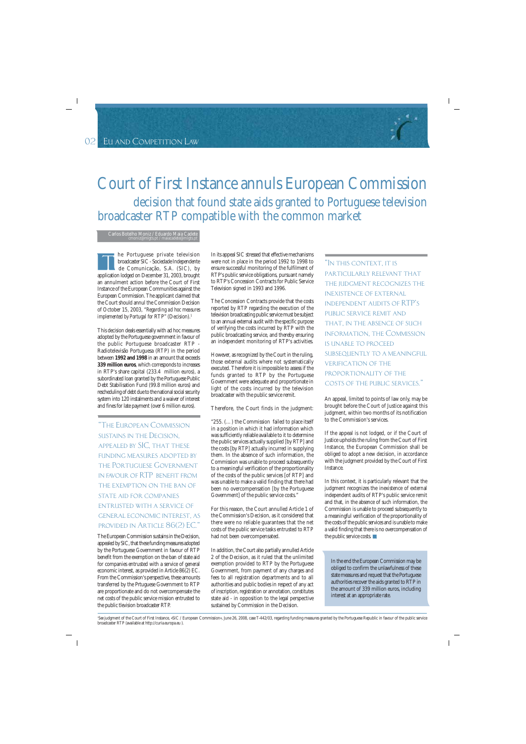# Court of First Instance annuls European Commission decision that found state aids granted to Portuguese television broadcaster RTP compatible with the common market

Carlos Botelho Moniz / Eduardo Maia Cadete
cmoniz@mlgts.pt / maiacadete@mlgts.pt

The Portuguese private television broadcaster SIC - Sociedade Independente de Comunicação, S.A. (SIC), by application lodged on December 31, 2003, brought an annulment action before the Court of First Instance of the European Communities against the European Commission. The applicant claimed that the Court should annul the Commission Decision of October 15, 2003, "*Regarding ad hoc measures implemented by Portugal for RTP*" (Decision).[1]

This decision deals essentially with ad hoc measures adopted by the Portuguese government in favour of the public Portuguese broadcaster RTP - Radiotelevisão Portuguesa (RTP) in the period between **1992 and 1998** in an amount that exceeds **339 million euros**, which corresponds to increases in RTP's share capital (233.4 million euros), a subordinated loan granted by the Portuguese Public Debt Stabilisation Fund (99.8 million euros) and rescheduling of debt due to the national social security system into 120 instalments and a waiver of interest and fines for late payment (over 6 million euros).

> "The European Commission sustains in the Decision, appealed by SIC, that these funding measures adopted by the Portuguese Government in favour of RTP benefit from the exemption on the ban of state aid for companies entrusted with a service of general economic interest, as provided in Article 86(2) EC."

The European Commission sustains in the Decision, appealed by SIC, that these funding measures adopted by the Portuguese Government in favour of RTP benefit from the exemption on the ban of state aid for companies entrusted with a service of general economic interest, as provided in Article 86(2) EC. From the Commission's perspective, these amounts transferred by the Prtuguese Government to RTP are proportionate and do not overcompensate the net costs of the public service mission entrusted to the public tlevision broadcaster RTP.

In its appeal SIC stressed that effective mechanisms were not in place in the period 1992 to 1998 to ensure successful monitoring of the fulfilment of RTP's public service obligations, pursuant namely to RTP's Concession Contracts for Public Service Television signed in 1993 and 1996.

The Concession Contracts provide that the costs reported by RTP regarding the execution of the television broadcasting public service must be subject to an annual external audit with the specific purpose of verifying the costs incurred by RTP with the public broadcasting service, and thereby ensuring an independent monitoring of RTP's activities.

However, as recognized by the Court in the ruling, those external audits where not systematically executed. Therefore it is impossible to assess if the funds granted to RTP by the Portuguese Government were adequate and proportionate in light of the costs incurred by the television broadcaster with the public service remit.

Therefore, the Court finds in the judgment:

"255. (…) the Commission failed to place itself in a position in which it had information which was sufficiently reliable available to it to determine the public services actually supplied [by RTP] and the costs [by RTP] actually incurred in supplying them. In the absence of such information, the Commission was unable to proceed subsequently to a meaningful verification of the proportionality of the costs of the public services [of RTP] and was unable to make a valid finding that there had been no overcompensation [by the Portuguese Government] of the public service costs."

For this reason, the Court annulled Article 1 of the Commission's Decision, as it considered that there were no reliable guarantees that the net costs of the public service tasks entrusted to RTP had not been overcompensated.

In addition, the Court also partially annulled Article 2 of the Decision, as it ruled that the unlimited exemption provided to RTP by the Portuguese Government, from payment of any charges and fees to all registration departments and to all authorities and public bodies in respect of any act of inscription, registration or annotation, constitutes state aid - in opposition to the legal perspective sustained by Commission in the Decision.

> "In this context, it is particularly relevant that the judgment recognizes the inexistence of external independent audits of RTP's public service remit and that, in the absence of such information, the Commission is unable to proceed subsequently to a meaningful verification of the proportionality of the costs of the public services."

An appeal, limited to points of law only, may be brought before the Court of Justice against this judgment, within two months of its notification to the Commission's services.

If the appeal is not lodged, or if the Court of Justice upholds the ruling from the Court of First Instance, the European Commission shall be obliged to adopt a new decision, in accordance with the judgment provided by the Court of First Instance.

In this context, it is particularly relevant that the judgment recognizes the inexistence of external independent audits of RTP's public service remit and that, in the absence of such information, the Commission is unable to proceed subsequently to a meaningful verification of the proportionality of the costs of the public services and is unable to make a valid finding that there is no overcompensation of the public service costs.

In the end the European Commission may be obliged to confirm the unlawfulness of these state measures and request that the Portuguese authorities recover the aids granted to RTP in the amount of 339 million euros, including interest at an appropriate rate.

[1] See judgment of the Court of First Instance, «SIC / European Commission», June 26, 2008, case T-442/03, regarding funding measures granted by the Portuguese Republic in favour of the public service broadcaster RTP (available at http://curia.europa.eu ).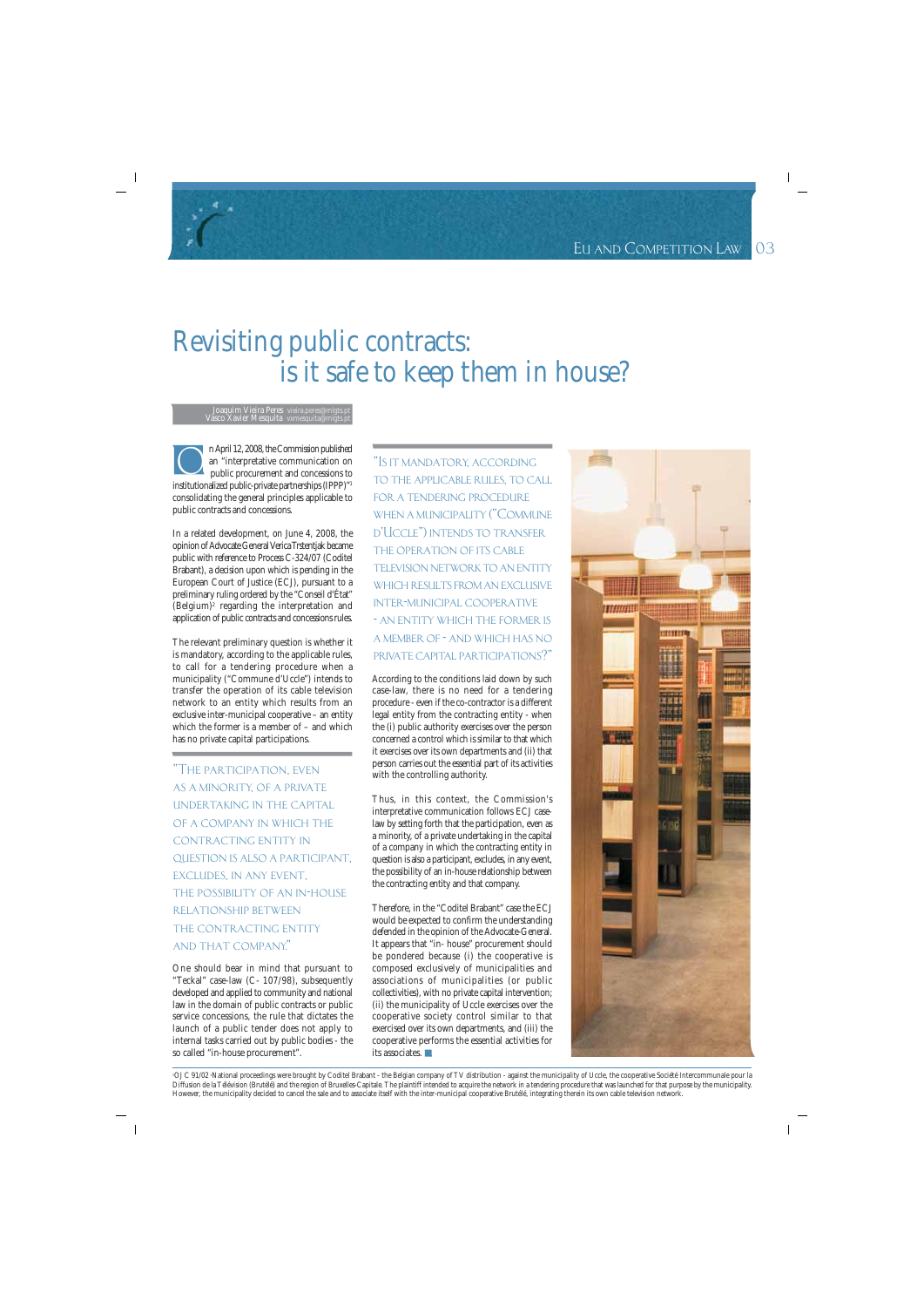# Revisiting public contracts: is it safe to keep them in house?

Joaquim Vieira Peres vieira.peres@mlgts.pt
Vasco Xavier Mesquita vxmesquita@mlgts.pt

On April 12, 2008, the Commission published an "interpretative communication on public procurement and concessions to institutionalized public-private partnerships (IPPP)"[1] consolidating the general principles applicable to public contracts and concessions.

In a related development, on June 4, 2008, the opinion of Advocate General Verica Trstentjak became public with reference to Process C-324/07 (Coditel Brabant), a decision upon which is pending in the European Court of Justice (ECJ), pursuant to a preliminary ruling ordered by the "Conseil d'État" (Belgium)[2] regarding the interpretation and application of public contracts and concessions rules.

The relevant preliminary question is whether it is mandatory, according to the applicable rules, to call for a tendering procedure when a municipality ("Commune d'Uccle") intends to transfer the operation of its cable television network to an entity which results from an exclusive inter-municipal cooperative – an entity which the former is a member of – and which has no private capital participations.

> "The participation, even as a minority, of a private undertaking in the capital of a company in which the contracting entity in question is also a participant, excludes, in any event, the possibility of an in-house relationship between the contracting entity and that company."

One should bear in mind that pursuant to "Teckal" case-law (C- 107/98), subsequently developed and applied to community and national law in the domain of public contracts or public service concessions, the rule that dictates the launch of a public tender does not apply to internal tasks carried out by public bodies - the so called "in-house procurement".

> "Is it mandatory, according to the applicable rules, to call for a tendering procedure when a municipality ("Commune d'Uccle") intends to transfer the operation of its cable television network to an entity which results from an exclusive inter-municipal cooperative - an entity which the former is a member of - and which has no private capital participations?"

According to the conditions laid down by such case-law, there is no need for a tendering procedure - even if the co-contractor is a different legal entity from the contracting entity - when the (i) public authority exercises over the person concerned a control which is similar to that which it exercises over its own departments and (ii) that person carries out the essential part of its activities with the controlling authority.

Thus, in this context, the Commission's interpretative communication follows ECJ case-law by setting forth that the participation, even as a minority, of a private undertaking in the capital of a company in which the contracting entity in question is also a participant, excludes, in any event, the possibility of an in-house relationship between the contracting entity and that company.

Therefore, in the "Coditel Brabant" case the ECJ would be expected to confirm the understanding defended in the opinion of the Advocate-General. It appears that "in- house" procurement should be pondered because (i) the cooperative is composed exclusively of municipalities and associations of municipalities (or public collectivities), with no private capital intervention; (ii) the municipality of Uccle exercises over the cooperative society control similar to that exercised over its own departments, and (iii) the cooperative performs the essential activities for its associates. ■

---

[1] OJ C 91/02 [2] National proceedings were brought by Coditel Brabant - the Belgian company of TV distribution - against the municipality of Uccle, the cooperative Société Intercommunale pour la Diffusion de la Télévision (Brutélé) and the region of Bruxelles-Capitale. The plaintiff intended to acquire the network in a tendering procedure that was launched for that purpose by the municipality. However, the municipality decided to cancel the sale and to associate itself with the inter-municipal cooperative Brutélé, integrating therein its own cable television network.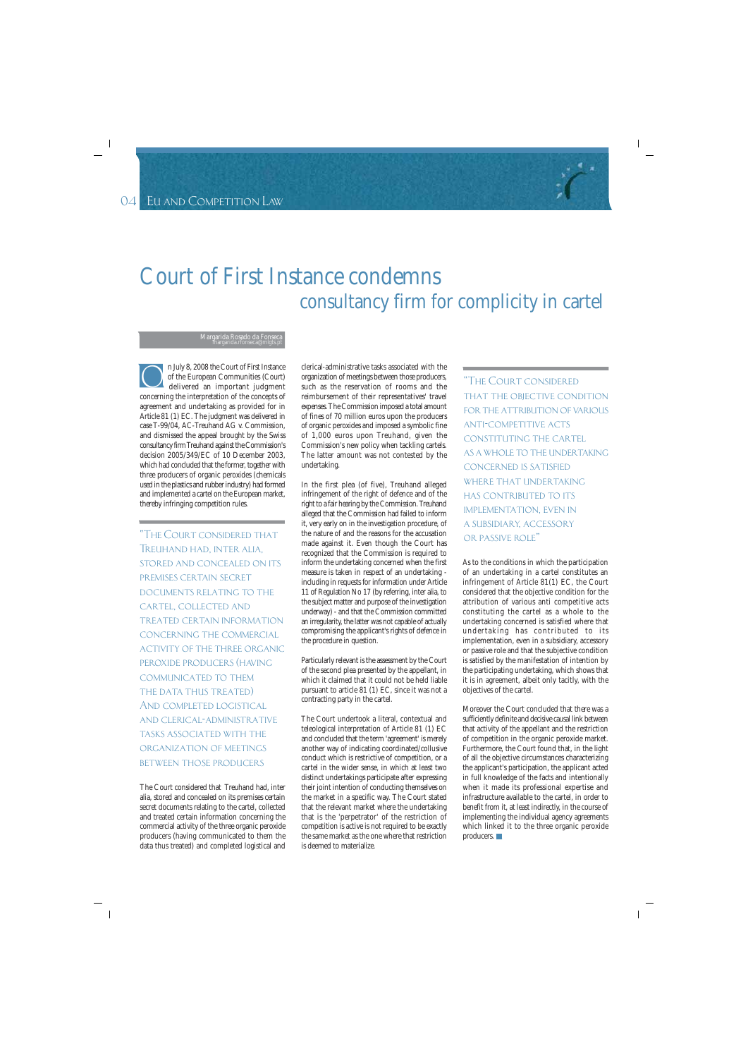# Court of First Instance condemns consultancy firm for complicity in cartel

Margarida Rosado da Fonseca
margarida.rfonseca@mlgts.pt

On July 8, 2008 the Court of First Instance of the European Communities (Court) delivered an important judgment concerning the interpretation of the concepts of agreement and undertaking as provided for in Article 81 (1) EC. The judgment was delivered in case T-99/04, AC-Treuhand AG v. Commission, and dismissed the appeal brought by the Swiss consultancy firm Treuhand against the Commission's decision 2005/349/EC of 10 December 2003, which had concluded that the former, together with three producers of organic peroxides (chemicals used in the plastics and rubber industry) had formed and implemented a cartel on the European market, thereby infringing competition rules.

> "The Court considered that Treuhand had, inter alia, stored and concealed on its premises certain secret documents relating to the cartel, collected and treated certain information concerning the commercial activity of the three organic peroxide producers (having communicated to them the data thus treated) and completed logistical and clerical-administrative tasks associated with the organization of meetings between those producers"

The Court considered that Treuhand had, inter alia, stored and concealed on its premises certain secret documents relating to the cartel, collected and treated certain information concerning the commercial activity of the three organic peroxide producers (having communicated to them the data thus treated) and completed logistical and clerical-administrative tasks associated with the organization of meetings between those producers, such as the reservation of rooms and the reimbursement of their representatives' travel expenses. The Commission imposed a total amount of fines of 70 million euros upon the producers of organic peroxides and imposed a symbolic fine of 1,000 euros upon Treuhand, given the Commission's new policy when tackling cartels. The latter amount was not contested by the undertaking.

In the first plea (of five), Treuhand alleged infringement of the right of defence and of the right to a fair hearing by the Commission. Treuhand alleged that the Commission had failed to inform it, very early on in the investigation procedure, of the nature of and the reasons for the accusation made against it. Even though the Court has recognized that the Commission is required to inform the undertaking concerned when the first measure is taken in respect of an undertaking - including in requests for information under Article 11 of Regulation No 17 (by referring, inter alia, to the subject matter and purpose of the investigation underway) - and that the Commission committed an irregularity, the latter was not capable of actually compromising the applicant's rights of defence in the procedure in question.

Particularly relevant is the assessment by the Court of the second plea presented by the appellant, in which it claimed that it could not be held liable pursuant to article 81 (1) EC, since it was not a contracting party in the cartel.

The Court undertook a literal, contextual and teleological interpretation of Article 81 (1) EC and concluded that the term 'agreement' is merely another way of indicating coordinated/collusive conduct which is restrictive of competition, or a cartel in the wider sense, in which at least two distinct undertakings participate after expressing their joint intention of conducting themselves on the market in a specific way. The Court stated that the relevant market where the undertaking that is the 'perpetrator' of the restriction of competition is active is not required to be exactly the same market as the one where that restriction is deemed to materialize.

> "The Court considered that the objective condition for the attribution of various anti-competitive acts constituting the cartel as a whole to the undertaking concerned is satisfied where that undertaking has contributed to its implementation, even in a subsidiary, accessory or passive role"

As to the conditions in which the participation of an undertaking in a cartel constitutes an infringement of Article 81(1) EC, the Court considered that the objective condition for the attribution of various anti competitive acts constituting the cartel as a whole to the undertaking concerned is satisfied where that undertaking has contributed to its implementation, even in a subsidiary, accessory or passive role and that the subjective condition is satisfied by the manifestation of intention by the participating undertaking, which shows that it is in agreement, albeit only tacitly, with the objectives of the cartel.

Moreover the Court concluded that there was a sufficiently definite and decisive causal link between that activity of the appellant and the restriction of competition in the organic peroxide market. Furthermore, the Court found that, in the light of all the objective circumstances characterizing the applicant's participation, the applicant acted in full knowledge of the facts and intentionally when it made its professional expertise and infrastructure available to the cartel, in order to benefit from it, at least indirectly, in the course of implementing the individual agency agreements which linked it to the three organic peroxide producers.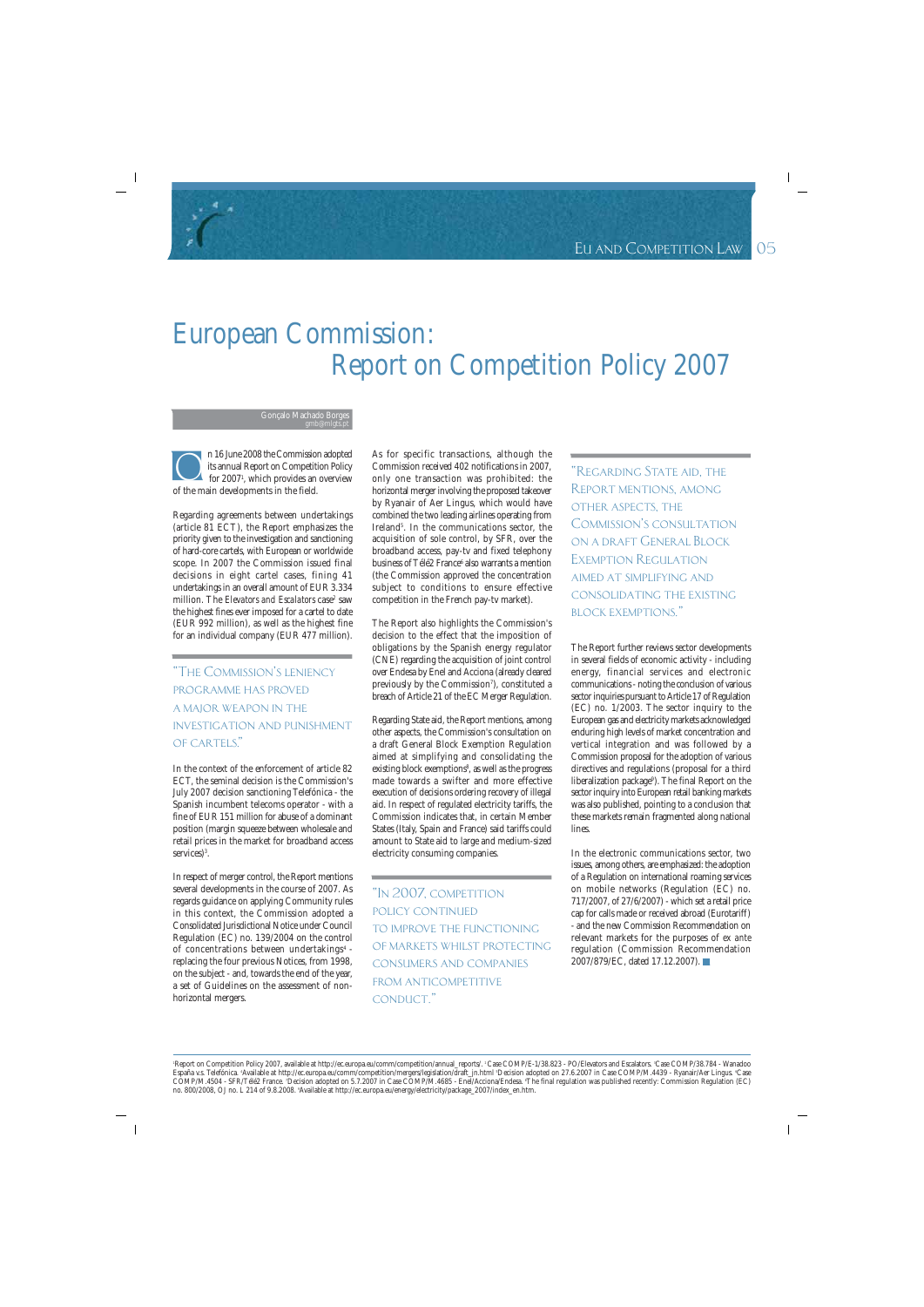# European Commission: Report on Competition Policy 2007

Gonçalo Machado Borges
gmb@mlgts.pt

On 16 June 2008 the Commission adopted its annual Report on Competition Policy for 2007[1], which provides an overview of the main developments in the field.

Regarding agreements between undertakings (article 81 ECT), the Report emphasizes the priority given to the investigation and sanctioning of hard-core cartels, with European or worldwide scope. In 2007 the Commission issued final decisions in eight cartel cases, fining 41 undertakings in an overall amount of EUR 3.334 million. The *Elevators and Escalators* case[2] saw the highest fines ever imposed for a cartel to date (EUR 992 million), as well as the highest fine for an individual company (EUR 477 million).

> "The Commission's leniency programme has proved a major weapon in the investigation and punishment of cartels."

In the context of the enforcement of article 82 ECT, the seminal decision is the Commission's July 2007 decision sanctioning Telefónica - the Spanish incumbent telecoms operator - with a fine of EUR 151 million for abuse of a dominant position (margin squeeze between wholesale and retail prices in the market for broadband access services)[3].

In respect of merger control, the Report mentions several developments in the course of 2007. As regards guidance on applying Community rules in this context, the Commission adopted a Consolidated Jurisdictional Notice under Council Regulation (EC) no. 139/2004 on the control of concentrations between undertakings[4] - replacing the four previous Notices, from 1998, on the subject - and, towards the end of the year, a set of Guidelines on the assessment of non-horizontal mergers.

As for specific transactions, although the Commission received 402 notifications in 2007, only one transaction was prohibited: the horizontal merger involving the proposed takeover by Ryanair of Aer Lingus, which would have combined the two leading airlines operating from Ireland[5]. In the communications sector, the acquisition of sole control, by SFR, over the broadband access, pay-tv and fixed telephony business of Télé2 France[6] also warrants a mention (the Commission approved the concentration subject to conditions to ensure effective competition in the French pay-tv market).

The Report also highlights the Commission's decision to the effect that the imposition of obligations by the Spanish energy regulator (CNE) regarding the acquisition of joint control over Endesa by Enel and Acciona (already cleared previously by the Commission[7]), constituted a breach of Article 21 of the EC Merger Regulation.

Regarding State aid, the Report mentions, among other aspects, the Commission's consultation on a draft General Block Exemption Regulation aimed at simplifying and consolidating the existing block exemptions[8], as well as the progress made towards a swifter and more effective execution of decisions ordering recovery of illegal aid. In respect of regulated electricity tariffs, the Commission indicates that, in certain Member States (Italy, Spain and France) said tariffs could amount to State aid to large and medium-sized electricity consuming companies.

> "In 2007, competition policy continued to improve the functioning of markets whilst protecting consumers and companies from anticompetitive conduct."

> "Regarding State aid, the Report mentions, among other aspects, the Commission's consultation on a draft General Block Exemption Regulation aimed at simplifying and consolidating the existing block exemptions."

The Report further reviews sector developments in several fields of economic activity - including energy, financial services and electronic communications - noting the conclusion of various sector inquiries pursuant to Article 17 of Regulation (EC) no. 1/2003. The sector inquiry to the European gas and electricity markets acknowledged enduring high levels of market concentration and vertical integration and was followed by a Commission proposal for the adoption of various directives and regulations (proposal for a third liberalization package[9]). The final Report on the sector inquiry into European retail banking markets was also published, pointing to a conclusion that these markets remain fragmented along national lines.

In the electronic communications sector, two issues, among others, are emphasized: the adoption of a Regulation on international roaming services on mobile networks (Regulation (EC) no. 717/2007, of 27/6/2007) - which set a retail price cap for calls made or received abroad (Eurotariff) - and the new Commission Recommendation on relevant markets for the purposes of *ex ante* regulation (Commission Recommendation 2007/879/EC, dated 17.12.2007).

---

[1]Report on Competition Policy 2007, available at http://ec.europa.eu/comm/competition/annual_reports/. [2]Case COMP/E-1/38.823 - PO/Elevators and Escalators. [3]Case COMP/38.784 - Wanadoo España v.s. Telefónica. [4]Available at http://ec.europa.eu/comm/competition/mergers/legislation/draft_jn.html [5]Decision adopted on 27.6.2007 in Case COMP/M.4439 - Ryanair/Aer Lingus. [6]Case COMP/M.4504 - SFR/Télé2 France. [7]Decision adopted on 5.7.2007 in Case COMP/M.4685 - Enel/Acciona/Endesa. [8]The final regulation was published recently: Commission Regulation (EC) no. 800/2008, OJ no. L 214 of 9.8.2008. [9]Available at http://ec.europa.eu/energy/electricity/package_2007/index_en.htm.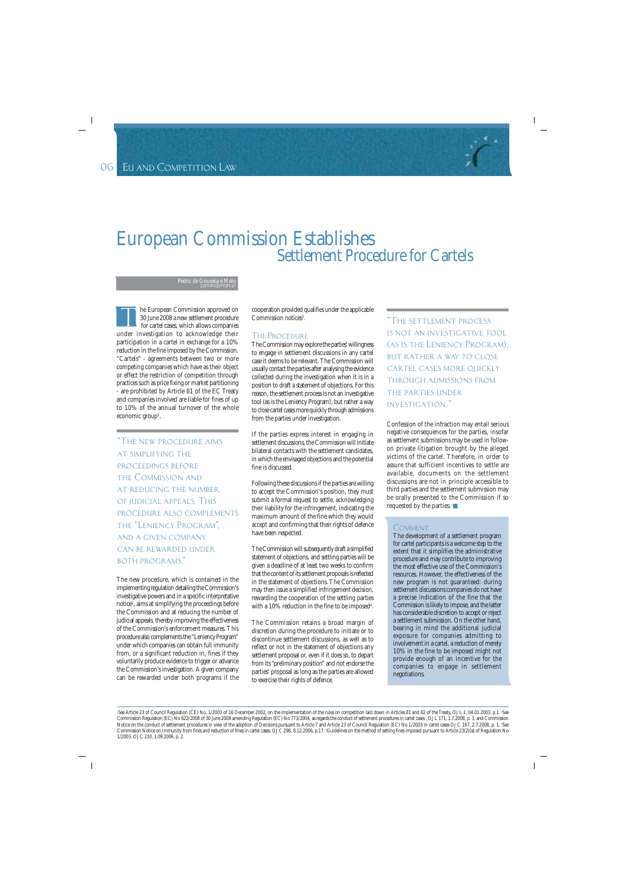# European Commission Establishes Settlement Procedure for Cartels

Pedro de Gouveia e Melo
pgmelo@mlgts.pt

The European Commission approved on 30 June 2008 a new settlement procedure for cartel cases, which allows companies under investigation to acknowledge their participation in a cartel in exchange for a 10% reduction in the fine imposed by the Commission. "Cartels" - agreements between two or more competing companies which have as their object or effect the restriction of competition through practices such as price fixing or market partitioning - are prohibited by Article 81 of the EC Treaty and companies involved are liable for fines of up to 10% of the annual turnover of the whole economic group[1].

"THE NEW PROCEDURE AIMS AT SIMPLIFYING THE PROCEEDINGS BEFORE THE COMMISSION AND AT REDUCING THE NUMBER OF JUDICIAL APPEALS. THIS PROCEDURE ALSO COMPLEMENTS THE "LENIENCY PROGRAM", AND A GIVEN COMPANY CAN BE REWARDED UNDER BOTH PROGRAMS."

The new procedure, which is contained in the implementing regulation detailing the Commission's investigative powers and in a specific interpretative notice[2], aims at simplifying the proceedings before the Commission and at reducing the number of judicial appeals, thereby improving the effectiveness of the Commission's enforcement measures. This procedure also complements the "Leniency Program" under which companies can obtain full immunity from, or a significant reduction in, fines if they voluntarily produce evidence to trigger or advance the Commission's investigation. A given company can be rewarded under both programs if the cooperation provided qualifies under the applicable Commission notices[3].

## The Procedure

The Commission may explore the parties' willingness to engage in settlement discussions in any cartel case it deems to be relevant. The Commission will usually contact the parties after analysing the evidence collected during the investigation when it is in a position to draft a statement of objections. For this reason, the settlement process is not an investigative tool (as is the Leniency Program), but rather a way to close cartel cases more quickly through admissions from the parties under investigation.

If the parties express interest in engaging in settlement discussions, the Commission will initiate bilateral contacts with the settlement candidates, in which the envisaged objections and the potential fine is discussed.

Following these discussions if the parties are willing to accept the Commission's position, they must submit a formal request to settle, acknowledging their liability for the infringement, indicating the maximum amount of the fine which they would accept and confirming that their rights of defence have been respected.

The Commission will subsequently draft a simplified statement of objections, and settling parties will be given a deadline of at least two weeks to confirm that the content of its settlement proposals is reflected in the statement of objections. The Commission may then issue a simplified infringement decision, rewarding the cooperation of the settling parties with a 10% reduction in the fine to be imposed[4].

The Commission retains a broad margin of discretion during the procedure to initiate or to discontinue settlement discussions, as well as to reflect or not in the statement of objections any settlement proposal or, even if it does so, to depart from its "preliminary position" and not endorse the parties' proposal as long as the parties are allowed to exercise their rights of defence.

"THE SETTLEMENT PROCESS IS NOT AN INVESTIGATIVE TOOL (AS IS THE LENIENCY PROGRAM), BUT RATHER A WAY TO CLOSE CARTEL CASES MORE QUICKLY THROUGH ADMISSIONS FROM THE PARTIES UNDER INVESTIGATION."

Confession of the infraction may entail serious negative consequences for the parties, insofar as settlement submissions may be used in follow-on private litigation brought by the alleged victims of the cartel. Therefore, in order to assure that sufficient incentives to settle are available, documents on the settlement discussions are not in principle accessible to third parties and the settlement submission may be orally presented to the Commission if so requested by the parties. ■

## Comment

The development of a settlement program for cartel participants is a welcome step to the extent that it simplifies the administrative procedure and may contribute to improving the most effective use of the Commission's resources. However, the effectiveness of the new program is not guaranteed: during settlement discussions companies do not have a precise indication of the fine that the Commission is likely to impose, and the latter has considerable discretion to accept or reject a settlement submission. On the other hand, bearing in mind the additional judicial exposure for companies admitting to involvement in a cartel, a reduction of merely 10% in the fine to be imposed might not provide enough of an incentive for the companies to engage in settlement negotiations.

---

[1]See Article 23 of Council Regulation (CE) No. 1/2003 of 16 December 2002, on the implementation of the rules on competition laid down in Articles 81 and 82 of the Treaty, OJ L 1, 04.01.2003, p.1. [2]See Commission Regulation (EC) No 622/2008 of 30 June 2008 amending Regulation (EC) No 773/2004, as regards the conduct of settlement procedures in cartel cases , OJ L 171, 1.7.2008, p. 3, and Commission Notice on the conduct of settlement procedures in view of the adoption of Decisions pursuant to Article 7 and Article 23 of Council Regulation (EC) No 1/2003 in cartel cases OJ C 167, 2.7.2008, p. 1. [3]See Commission Notice on Immunity from fines and reduction of fines in cartel cases, OJ C 298, 8.12.2006, p.17. [4]Guidelines on the method of setting fines imposed pursuant to Article 23(2)(a) of Regulation No 1/2003. OJ C 210, 1.09.2006, p. 2.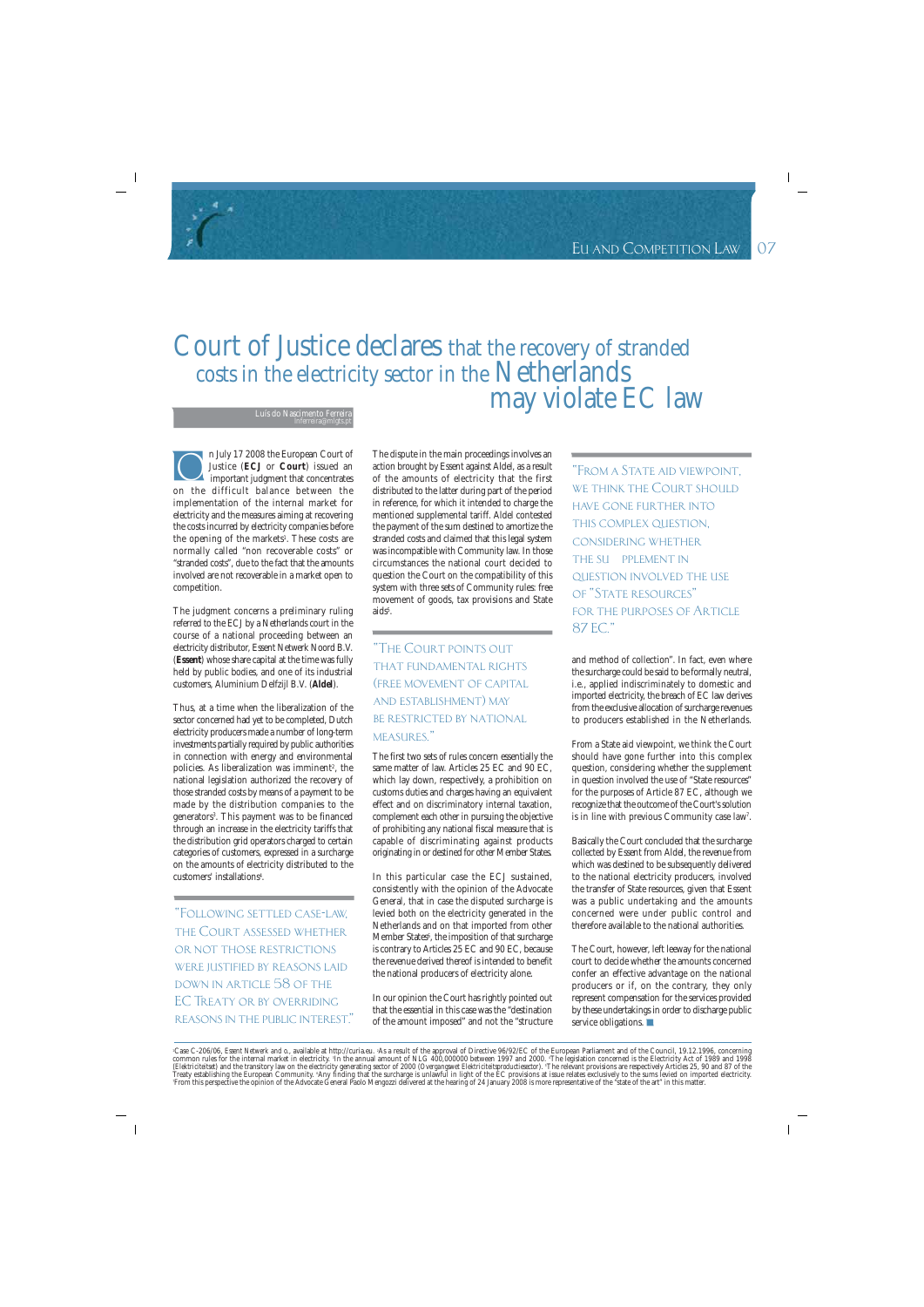# Court of Justice declares that the recovery of stranded costs in the electricity sector in the Netherlands may violate EC law

Luís do Nascimento Ferreira
lnferreira@mlgts.pt

On July 17 2008 the European Court of Justice (**ECJ** or **Court**) issued an important judgment that concentrates on the difficult balance between the implementation of the internal market for electricity and the measures aiming at recovering the costs incurred by electricity companies before the opening of the markets[1]. These costs are normally called "non recoverable costs" or "stranded costs", due to the fact that the amounts involved are not recoverable in a market open to competition.

The judgment concerns a preliminary ruling referred to the ECJ by a Netherlands court in the course of a national proceeding between an electricity distributor, Essent Netwerk Noord B.V. (**Essent**) whose share capital at the time was fully held by public bodies, and one of its industrial customers, Aluminium Delfzijl B.V. (**Aldel**).

Thus, at a time when the liberalization of the sector concerned had yet to be completed, Dutch electricity producers made a number of long-term investments partially required by public authorities in connection with energy and environmental policies. As liberalization was imminent[2], the national legislation authorized the recovery of those stranded costs by means of a payment to be made by the distribution companies to the generators[3]. This payment was to be financed through an increase in the electricity tariffs that the distribution grid operators charged to certain categories of customers, expressed in a surcharge on the amounts of electricity distributed to the customers' installations[4].

> "Following settled case-law, the Court assessed whether or not those restrictions were justified by reasons laid down in Article 58 of the EC Treaty or by overriding reasons in the public interest."

The dispute in the main proceedings involves an action brought by Essent against Aldel, as a result of the amounts of electricity that the first distributed to the latter during part of the period in reference, for which it intended to charge the mentioned supplemental tariff. Aldel contested the payment of the sum destined to amortize the stranded costs and claimed that this legal system was incompatible with Community law. In those circumstances the national court decided to question the Court on the compatibility of this system with three sets of Community rules: free movement of goods, tax provisions and State aids[5].

> "The Court points out that fundamental rights (free movement of capital and establishment) may be restricted by national measures."

The first two sets of rules concern essentially the same matter of law. Articles 25 EC and 90 EC, which lay down, respectively, a prohibition on customs duties and charges having an equivalent effect and on discriminatory internal taxation, complement each other in pursuing the objective of prohibiting any national fiscal measure that is capable of discriminating against products originating in or destined for other Member States.

In this particular case the ECJ sustained, consistently with the opinion of the Advocate General, that in case the disputed surcharge is levied both on the electricity generated in the Netherlands and on that imported from other Member States[6], the imposition of that surcharge is contrary to Articles 25 EC and 90 EC, because the revenue derived thereof is intended to benefit the national producers of electricity alone.

In our opinion the Court has rightly pointed out that the essential in this case was the "destination of the amount imposed" and not the "structure and method of collection". In fact, even where the surcharge could be said to be formally neutral, i.e., applied indiscriminately to domestic and imported electricity, the breach of EC law derives from the exclusive allocation of surcharge revenues to producers established in the Netherlands.

> "From a State aid viewpoint, we think the Court should have gone further into this complex question, considering whether the supplement in question involved the use of "State resources" for the purposes of Article 87 EC."

From a State aid viewpoint, we think the Court should have gone further into this complex question, considering whether the supplement in question involved the use of "State resources" for the purposes of Article 87 EC, although we recognize that the outcome of the Court's solution is in line with previous Community case law[7].

Basically the Court concluded that the surcharge collected by Essent from Aldel, the revenue from which was destined to be subsequently delivered to the national electricity producers, involved the transfer of State resources, given that Essent was a public undertaking and the amounts concerned were under public control and therefore available to the national authorities.

The Court, however, left leeway for the national court to decide whether the amounts concerned confer an effective advantage on the national producers or if, on the contrary, they only represent compensation for the services provided by these undertakings in order to discharge public service obligations.

---

[1] Case C-206/06, Essent Netwerk and o., available at http://curia.eu. [2] As a result of the approval of Directive 96/92/EC of the European Parliament and of the Council, 19.12.1996, concerning common rules for the internal market in electricity. [3] In the annual amount of NLG 400,000000 between 1997 and 2000. [4] The legislation concerned is the Electricity Act of 1989 and 1998 (Elektriciteitswet) and the transitory law on the electricity generating sector of 2000 (Overgangswet Elektriciteitsproductiesector). [5] The relevant provisions are respectively Articles 25, 90 and 87 of the Treaty establishing the European Community. [6] Any finding that the surcharge is unlawful in light of the EC provisions at issue relates exclusively to the sums levied on imported electricity. [7] From this perspective the opinion of the Advocate General Paolo Mengozzi delivered at the hearing of 24 January 2008 is more representative of the "state of the art" in this matter.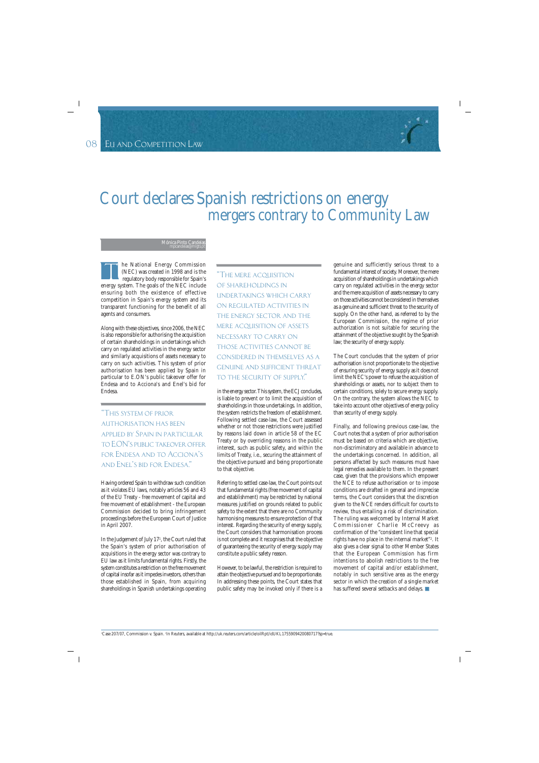# Court declares Spanish restrictions on energy mergers contrary to Community Law

Mónica Pinto Candeias
mpcandeias@mlgts.pt

The National Energy Commission (NEC) was created in 1998 and is the regulatory body responsible for Spain's energy system. The goals of the NEC include ensuring both the existence of effective competition in Spain's energy system and its transparent functioning for the benefit of all agents and consumers.

Along with these objectives, since 2006, the NEC is also responsible for authorising the acquisition of certain shareholdings in undertakings which carry on regulated activities in the energy sector and similarly acquisitions of assets necessary to carry on such activities. This system of prior authorisation has been applied by Spain in particular to E.ON's public takeover offer for Endesa and to Acciona's and Enel's bid for Endesa.

> "This system of prior authorisation has been applied by Spain in particular to EON's public takeover offer for Endesa and to Acciona's and Enel's bid for Endesa."

Having ordered Spain to withdraw such condition as it violates EU laws, notably articles 56 and 43 of the EU Treaty - free movement of capital and free movement of establishment - the European Commission decided to bring infringement proceedings before the European Court of Justice in April 2007.

In the Judgement of July 17[1], the Court ruled that the Spain's system of prior authorisation of acquisitions in the energy sector was contrary to EU law as it limits fundamental rights. Firstly, the system constitutes a restriction on the free movement of capital insofar as it impedes investors, others than those established in Spain, from acquiring shareholdings in Spanish undertakings operating in the energy sector. This system, the ECJ concludes, is liable to prevent or to limit the acquisition of shareholdings in those undertakings. In addition, the system restricts the freedom of establishment. Following settled case-law, the Court assessed whether or not those restrictions were justified by reasons laid down in article 58 of the EC Treaty or by overriding reasons in the public interest, such as public safety, and within the limits of Treaty, i.e., securing the attainment of the objective pursued and being proportionate to that objective.

> "The mere acquisition of shareholdings in undertakings which carry on regulated activities in the energy sector and the mere acquisition of assets necessary to carry on those activities cannot be considered in themselves as a genuine and sufficient threat to the security of supply."

Referring to settled case-law, the Court points out that fundamental rights (free movement of capital and establishment) may be restricted by national measures justified on grounds related to public safety to the extent that there are no Community harmonising measures to ensure protection of that interest. Regarding the security of energy supply, the Court considers that harmonisation process is not complete and it recognises that the objective of guaranteeing the security of energy supply may constitute a public safety reason.

However, to be lawful, the restriction is required to attain the objective pursued and to be proportionate. In addressing these points, the Court states that public safety may be invoked only if there is a genuine and sufficiently serious threat to a fundamental interest of society. Moreover, the mere acquisition of shareholdings in undertakings which carry on regulated activities in the energy sector and the mere acquisition of assets necessary to carry on those activities cannot be considered in themselves as a genuine and sufficient threat to the security of supply. On the other hand, as referred to by the European Commission, the regime of prior authorization is not suitable for securing the attainment of the objective sought by the Spanish law; the security of energy supply.

The Court concludes that the system of prior authorisation is not proportionate to the objective of ensuring security of energy supply as it does not limit the NEC's power to refuse the acquisition of shareholdings or assets, nor to subject them to certain conditions, solely to secure energy supply. On the contrary, the system allows the NEC to take into account other objectives of energy policy than security of energy supply.

Finally, and following previous case-law, the Court notes that a system of prior authorisation must be based on criteria which are objective, non-discriminatory and available in advance to the undertakings concerned. In addition, all persons affected by such measures must have legal remedies available to them. In the present case, given that the provisions which empower the NCE to refuse authorisation or to impose conditions are drafted in general and imprecise terms, the Court considers that the discretion given to the NCE renders difficult for courts to review, thus entailing a risk of discrimination. The ruling was welcomed by Internal Market Commissioner Charlie McCreevy as confirmation of the "consistent line that special rights have no place in the internal market"[2]. It also gives a clear signal to other Member States that the European Commission has firm intentions to abolish restrictions to the free movement of capital and/or establishment, notably in such sensitive area as the energy sector in which the creation of a single market has suffered several setbacks and delays.

[1] Case 207/07, Commission v. Spain. [2] In Reuters, available at http://uk.reuters.com/article/oilRpt/idUKL1755909420080717?sp=true.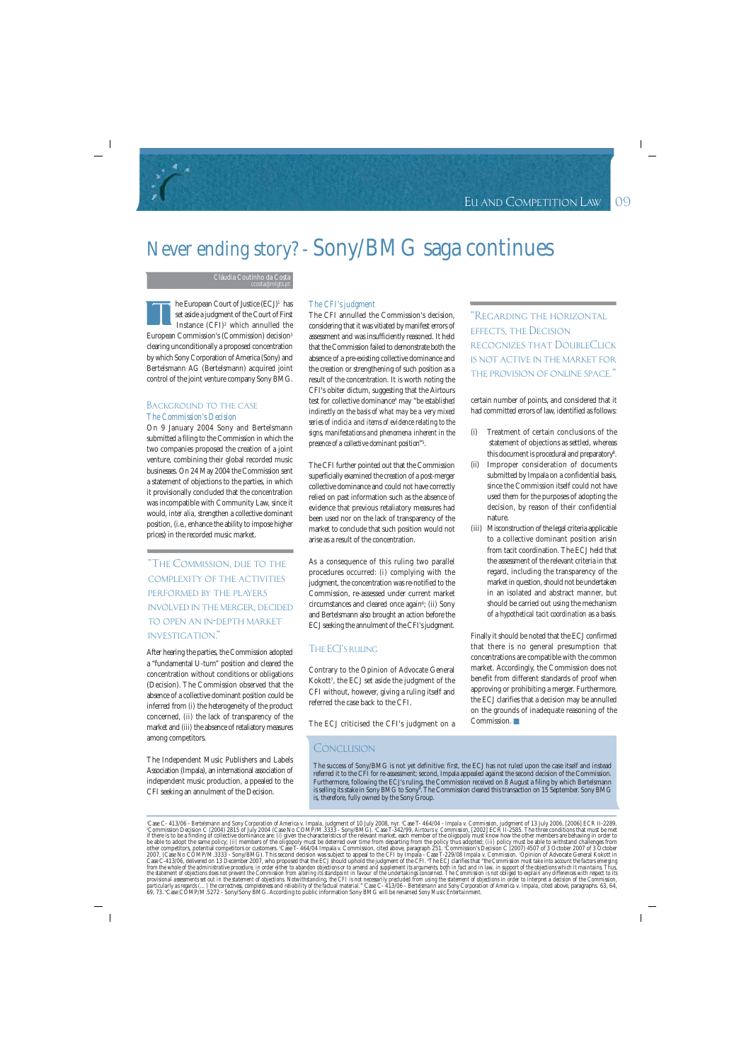# Never ending story? - Sony/BMG saga continues

Cláudia Coutinho da Costa
ccosta@mlgts.pt

The European Court of Justice (ECJ)[1] has set aside a judgment of the Court of First Instance (CFI)[2] which annulled the European Commission's (Commission) decision[3] clearing unconditionally a proposed concentration by which Sony Corporation of America (Sony) and Bertelsmann AG (Bertelsmann) acquired joint control of the joint venture company Sony BMG.

## Background to the case

### *The Commission's Decision*

On 9 January 2004 Sony and Bertelsmann submitted a filing to the Commission in which the two companies proposed the creation of a joint venture, combining their global recorded music businesses. On 24 May 2004 the Commission sent a statement of objections to the parties, in which it provisionally concluded that the concentration was incompatible with Community Law, since it would, *inter alia*, strengthen a collective dominant position, (i.e., enhance the ability to impose higher prices) in the recorded music market.

> "The Commission, due to the complexity of the activities performed by the players involved in the merger, decided to open an in-depth market investigation."

After hearing the parties, the Commission adopted a "fundamental U-turn" position and cleared the concentration without conditions or obligations (Decision). The Commission observed that the absence of a collective dominant position could be inferred from (i) the heterogeneity of the product concerned, (ii) the lack of transparency of the market and (iii) the absence of retaliatory measures among competitors.

The Independent Music Publishers and Labels Association (Impala), an international association of independent music production, appealed to the CFI seeking an annulment of the Decision.

### *The CFI's judgment*

The CFI annulled the Commission's decision, considering that it was vitiated by manifest errors of assessment and was insufficiently reasoned. It held that the Commission failed to demonstrate both the absence of a pre-existing collective dominance and the creation or strengthening of such position as a result of the concentration. It is worth noting the CFI's obiter dictum, suggesting that the Airtours test for collective dominance[4] may "*be established indirectly on the basis of what may be a very mixed series of indicia and items of evidence relating to the signs, manifestations and phenomena inherent in the presence of a collective dominant position*"[5].

The CFI further pointed out that the Commission superficially examined the creation of a post-merger collective dominance and could not have correctly relied on past information such as the absence of evidence that previous retaliatory measures had been used nor on the lack of transparency of the market to conclude that such position would not arise as a result of the concentration.

As a consequence of this ruling two parallel procedures occurred: (i) complying with the judgment, the concentration was re-notified to the Commission, re-assessed under current market circumstances and cleared once again[6]; (ii) Sony and Bertelsmann also brought an action before the ECJ seeking the annulment of the CFI's judgment.

## The ECJ's ruling

Contrary to the Opinion of Advocate General Kokott[7], the ECJ set aside the judgment of the CFI without, however, giving a ruling itself and referred the case back to the CFI.

The ECJ criticised the CFI's judgment on a certain number of points, and considered that it had committed errors of law, identified as follows:

> "Regarding the horizontal effects, the Decision recognizes that DoubleClick is not active in the market for the provision of online space."

(i) Treatment of certain conclusions of the statement of objections as settled, whereas this document is procedural and preparatory[8].

(ii) Improper consideration of documents submitted by Impala on a confidential basis, since the Commission itself could not have used them for the purposes of adopting the decision, by reason of their confidential nature.

(iii) Misconstruction of the legal criteria applicable to a collective dominant position arisin from tacit coordination. The ECJ held that the assessment of the relevant criteria in that regard, including the transparency of the market in question, should not be undertaken in an isolated and abstract manner, but should be carried out using the mechanism of a *hypothetical tacit coordination* as a basis.

Finally it should be noted that the ECJ confirmed that there is no general presumption that concentrations are compatible with the common market. Accordingly, the Commission does not benefit from different standards of proof when approving or prohibiting a merger. Furthermore, the ECJ clarifies that a decision may be annulled on the grounds of inadequate reasoning of the Commission. ■

## Conclusion

The success of Sony/BMG is not yet definitive: first, the ECJ has not ruled upon the case itself and instead referred it to the CFI for re-assessment; second, Impala appealed against the second decision of the Commission. Furthermore, following the ECJ's ruling, the Commission received on 8 August a filing by which Bertelsmann is selling its stake in Sony BMG to Sony[9]. The Commission cleared this transaction on 15 September. Sony BMG is, therefore, fully owned by the Sony Group.

---

[1]Case C- 413/06 - Bertelsmann and Sony Corporation of America v. Impala, judgment of 10 July 2008, nyr. [2]Case T- 464/04 - Impala v. Commission, judgment of 13 July 2006, [2006] ECR II-2289. [3]Commission Decision C (2004) 2815 of July 2004 (Case No COMP/M.3333 - Sony/BMG). [4]Case T-342/99, Airtours v. Commission, [2002] ECR II-2585. The three conditions that must be met if there is to be a finding of collective dominance are: (i) given the characteristics of the relevant market, each member of the oligopoly must know how the other members are behaving in order to be able to adopt the same policy; (ii) members of the oligopoly must be deterred over time from departing from the policy thus adopted; (iii) policy must be able to withstand challenges from other competitors, potential competitors or customers. [5]Case T- 464/04 Impala v. Commission, cited above, paragraph 251. [6]Commission's Decision C (2007) 4507 of 3 October 2007, (Case No COMP/M.3333 - Sony/BMG). This second decision was subject to appeal to the CFI by Impala - Case T-229/08 Impala v. Commission. [7]Opinion of Advocate General Kokott in Case C-413/06, delivered on 13 December 2007, who proposed that the ECJ should uphold the judgment of the CFI. [8]The ECJ clarifies that "the Commission must take into account the factors emerging from the whole of the administrative procedure, in order either to abandon objections or to amend and supplement its arguments, both in fact and in law, in support of the objections which it maintains. Thus, the statement of objections does not prevent the Commission from altering its standpoint in favour of the undertakings concerned. The Commission is not obliged to explain any differences with respect to its provisional assessments set out in the statement of objections. Notwithstanding, the CFI is not necessarily precluded from using the statement of objections in order to interpret a decision of the Commission, particularly as regards (...) the correctness, completeness and reliability of the factual material." Case C- 413/06 - Bertelsmann and Sony Corporation of America v. Impala, cited above, paragraphs. 63, 64, 69, 73. [9]Case COMP/M.5272 - Sony/Sony BMG. According to public information Sony BMG will be renamed Sony Music Entertainment.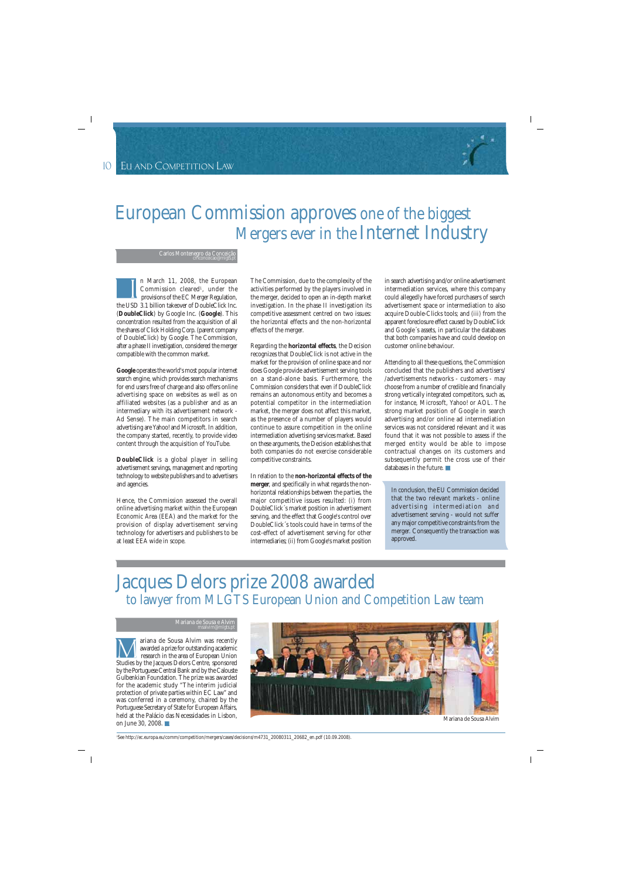# European Commission approves one of the biggest Mergers ever in the Internet Industry

Carlos Montenegro da Conceição
cmconceicao@mlgts.pt

In March 11, 2008, the European Commission cleared[1], under the provisions of the EC Merger Regulation, the USD 3.1 billion takeover of DoubleClick Inc. (**DoubleClick**) by Google Inc. (**Google**). This concentration resulted from the acquisition of all the shares of Click Holding Corp. (parent company of DoubleClick) by Google. The Commission, after a phase II investigation, considered the merger compatible with the common market.

**Google** operates the world's most popular internet search engine, which provides search mechanisms for end users free of charge and also offers online advertising space on websites as well as on affiliated websites (as a publisher and as an intermediary with its advertisement network - Ad Sense). The main competitors in search advertising are Yahoo! and Microsoft. In addition, the company started, recently, to provide video content through the acquisition of YouTube.

**DoubleClick** is a global player in selling advertisement servings, management and reporting technology to website publishers and to advertisers and agencies.

Hence, the Commission assessed the overall online advertising market within the European Economic Area (EEA) and the market for the provision of display advertisement serving technology for advertisers and publishers to be at least EEA wide in scope.

The Commission, due to the complexity of the activities performed by the players involved in the merger, decided to open an in-depth market investigation. In the phase II investigation its competitive assessment centred on two issues: the horizontal effects and the non-horizontal effects of the merger.

Regarding the **horizontal effects**, the Decision recognizes that DoubleClick is not active in the market for the provision of online space and nor does Google provide advertisement serving tools on a stand-alone basis. Furthermore, the Commission considers that even if DoubleClick remains an autonomous entity and becomes a potential competitor in the intermediation market, the merger does not affect this market, as the presence of a number of players would continue to assure competition in the online intermediation advertising services market. Based on these arguments, the Decision establishes that both companies do not exercise considerable competitive constraints.

In relation to the **non-horizontal effects of the merger**, and specifically in what regards the non-horizontal relationships between the parties, the major competitive issues resulted: (i) from DoubleClick´s market position in advertisement serving, and the effect that Google's control over DoubleClick´s tools could have in terms of the cost-effect of advertisement serving for other intermediaries; (ii) from Google's market position in search advertising and/or online advertisement intermediation services, where this company could allegedly have forced purchasers of search advertisement space or intermediation to also acquire Double-Clicks tools; and (iii) from the apparent foreclosure effect caused by DoubleClick and Google´s assets, in particular the databases that both companies have and could develop on customer online behaviour.

Attending to all these questions, the Commission concluded that the publishers and advertisers/ /advertisements networks - customers - may choose from a number of credible and financially strong vertically integrated competitors, such as, for instance, Microsoft, Yahoo! or AOL. The strong market position of Google in search advertising and/or online ad intermediation services was not considered relevant and it was found that it was not possible to assess if the merged entity would be able to impose contractual changes on its customers and subsequently permit the cross use of their databases in the future.

In conclusion, the EU Commission decided that the two relevant markets - online advertising intermediation and advertisement serving - would not suffer any major competitive constraints from the merger. Consequently the transaction was approved.

# Jacques Delors prize 2008 awarded to lawyer from MLGTS European Union and Competition Law team

Mariana de Sousa e Alvim
msalvim@mlgts.pt

Mariana de Sousa Alvim was recently awarded a prize for outstanding academic research in the area of European Union Studies by the Jacques Delors Centre, sponsored by the Portuguese Central Bank and by the Calouste Gulbenkian Foundation. The prize was awarded for the academic study "The interim judicial protection of private parties within EC Law" and was conferred in a ceremony, chaired by the Portuguese Secretary of State for European Affairs, held at the Palácio das Necessidades in Lisbon, on June 30, 2008.

Mariana de Sousa Alvim

[1]See http://ec.europa.eu/comm/competition/mergers/cases/decisions/m4731_20080311_20682_en.pdf (10.09.2008).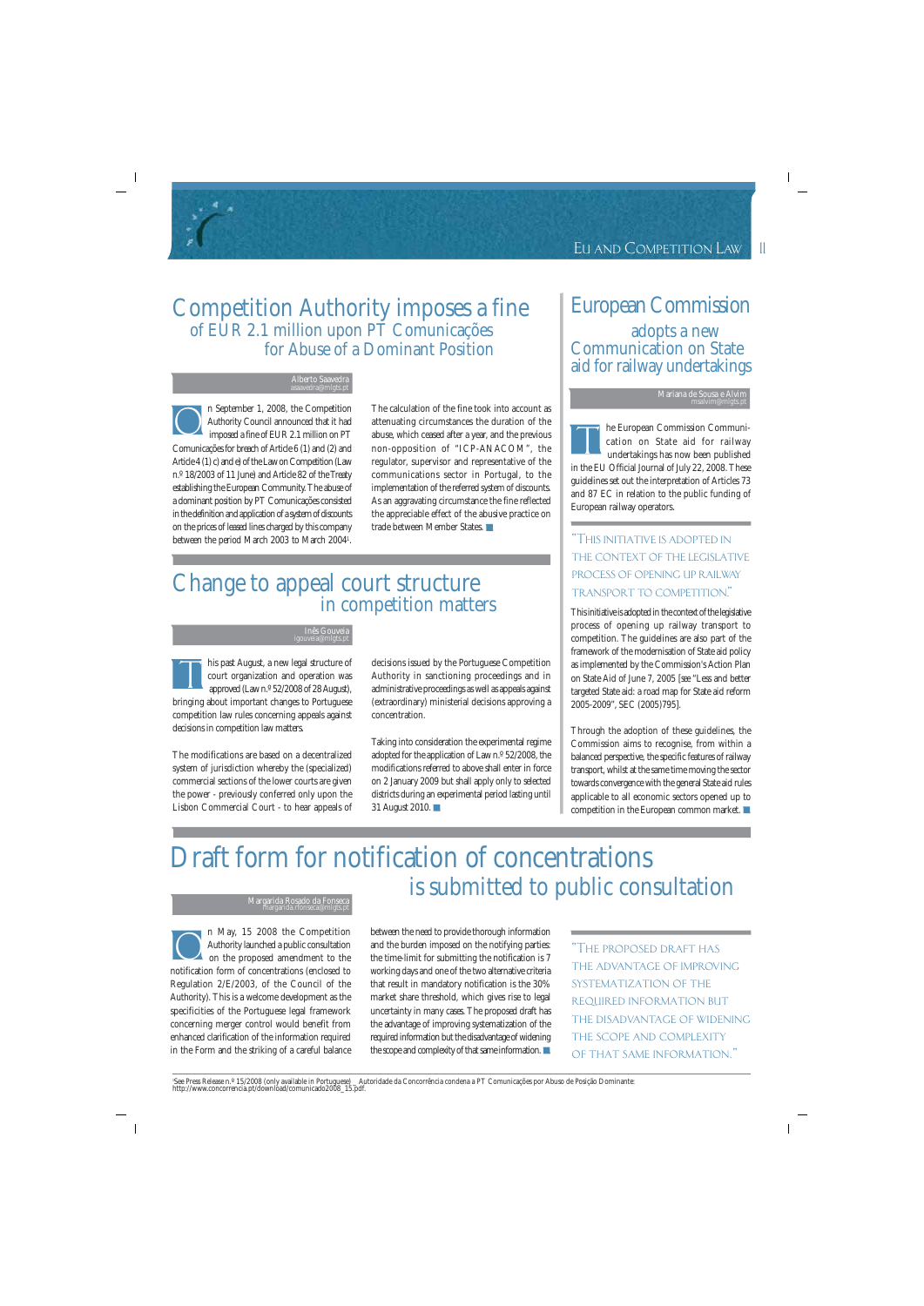# Competition Authority imposes a fine of EUR 2.1 million upon PT Comunicações for Abuse of a Dominant Position

Alberto Saavedra
asaavedra@mlgts.pt

On September 1, 2008, the Competition Authority Council announced that it had imposed a fine of EUR 2.1 million on PT Comunicações for breach of Article 6 (1) and (2) and Article 4 (1) c) and e) of the Law on Competition (Law n.º 18/2003 of 11 June) and Article 82 of the Treaty establishing the European Community. The abuse of a dominant position by PT Comunicações consisted in the definition and application of a system of discounts on the prices of leased lines charged by this company between the period March 2003 to March 2004[1].

The calculation of the fine took into account as attenuating circumstances the duration of the abuse, which ceased after a year, and the previous non-opposition of "ICP-ANACOM", the regulator, supervisor and representative of the communications sector in Portugal, to the implementation of the referred system of discounts. As an aggravating circumstance the fine reflected the appreciable effect of the abusive practice on trade between Member States.

# Change to appeal court structure in competition matters

Inês Gouveia
igouveia@mlgts.pt

This past August, a new legal structure of court organization and operation was approved (Law n.º 52/2008 of 28 August), bringing about important changes to Portuguese competition law rules concerning appeals against decisions in competition law matters.

The modifications are based on a decentralized system of jurisdiction whereby the (specialized) commercial sections of the lower courts are given the power - previously conferred only upon the Lisbon Commercial Court - to hear appeals of decisions issued by the Portuguese Competition Authority in sanctioning proceedings and in administrative proceedings as well as appeals against (extraordinary) ministerial decisions approving a concentration.

Taking into consideration the experimental regime adopted for the application of Law n.º 52/2008, the modifications referred to above shall enter in force on 2 January 2009 but shall apply only to selected districts during an experimental period lasting until 31 August 2010.

# European Commission adopts a new Communication on State aid for railway undertakings

Mariana de Sousa e Alvim
msalvim@mlgts.pt

The European Commission Communication on State aid for railway undertakings has now been published in the EU Official Journal of July 22, 2008. These guidelines set out the interpretation of Articles 73 and 87 EC in relation to the public funding of European railway operators.

> "This initiative is adopted in the context of the legislative process of opening up railway transport to competition."

This initiative is adopted in the context of the legislative process of opening up railway transport to competition. The guidelines are also part of the framework of the modernisation of State aid policy as implemented by the Commission's Action Plan on State Aid of June 7, 2005 [see "Less and better targeted State aid: a road map for State aid reform 2005-2009", SEC (2005)795].

Through the adoption of these guidelines, the Commission aims to recognise, from within a balanced perspective, the specific features of railway transport, whilst at the same time moving the sector towards convergence with the general State aid rules applicable to all economic sectors opened up to competition in the European common market.

# Draft form for notification of concentrations is submitted to public consultation

Margarida Rosado da Fonseca
margarida.rfonseca@mlgts.pt

On May, 15 2008 the Competition Authority launched a public consultation on the proposed amendment to the notification form of concentrations (enclosed to Regulation 2/E/2003, of the Council of the Authority). This is a welcome development as the specificities of the Portuguese legal framework concerning merger control would benefit from enhanced clarification of the information required in the Form and the striking of a careful balance between the need to provide thorough information and the burden imposed on the notifying parties: the time-limit for submitting the notification is 7 working days and one of the two alternative criteria that result in mandatory notification is the 30% market share threshold, which gives rise to legal uncertainty in many cases. The proposed draft has the advantage of improving systematization of the required information but the disadvantage of widening the scope and complexity of that same information.

> "The proposed draft has the advantage of improving systematization of the required information but the disadvantage of widening the scope and complexity of that same information."

[1] See Press Release n.º 15/2008 (only available in Portuguese) _ Autoridade da Concorrência condena a PT Comunicações por Abuso de Posição Dominante: http://www.concorrencia.pt/download/comunicado2008_15.pdf.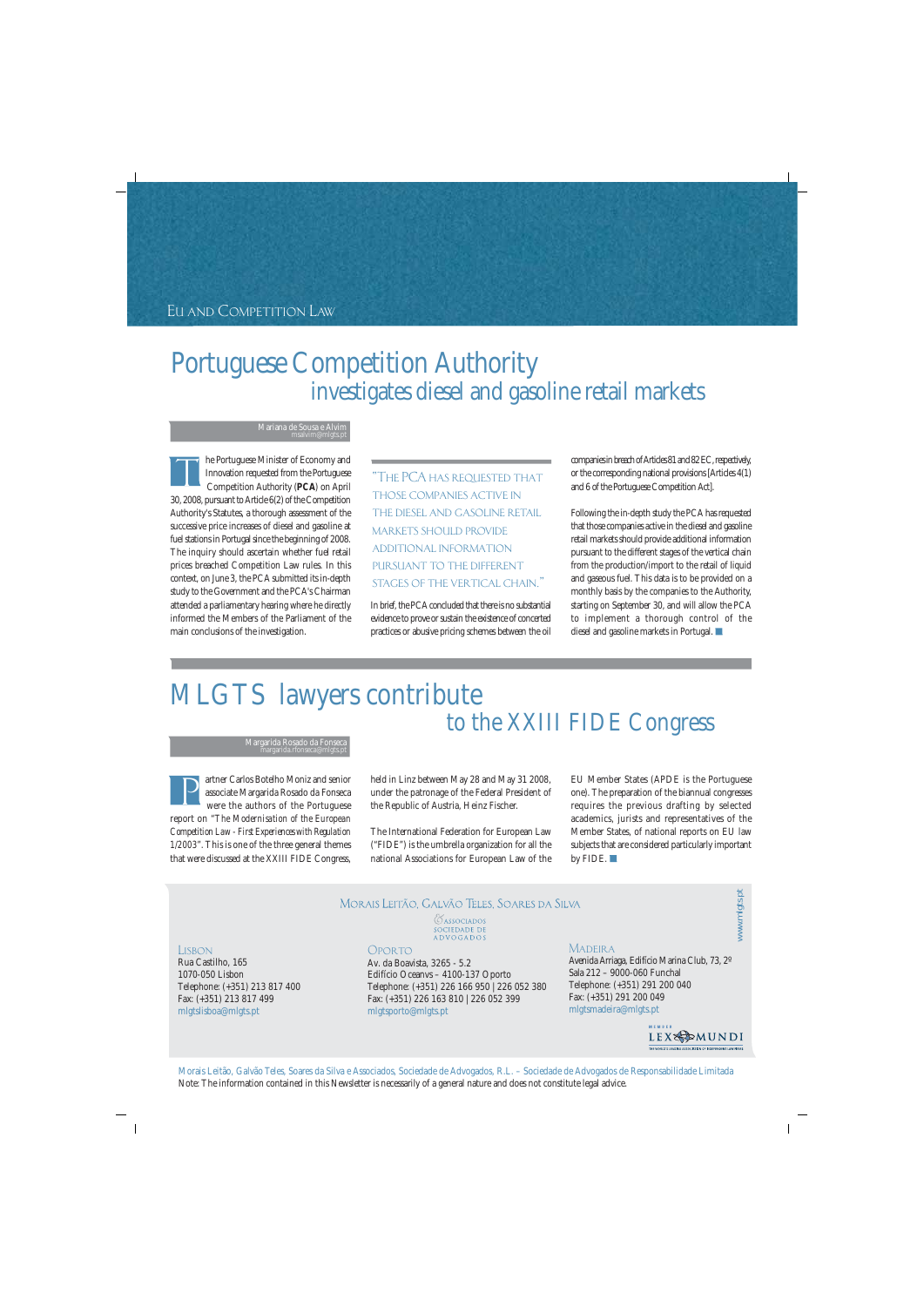EU AND COMPETITION LAW

# Portuguese Competition Authority investigates diesel and gasoline retail markets

Mariana de Sousa e Alvim
msalvim@mlgts.pt

The Portuguese Minister of Economy and Innovation requested from the Portuguese Competition Authority (**PCA**) on April 30, 2008, pursuant to Article 6(2) of the Competition Authority's Statutes, a thorough assessment of the successive price increases of diesel and gasoline at fuel stations in Portugal since the beginning of 2008. The inquiry should ascertain whether fuel retail prices breached Competition Law rules. In this context, on June 3, the PCA submitted its in-depth study to the Government and the PCA's Chairman attended a parliamentary hearing where he directly informed the Members of the Parliament of the main conclusions of the investigation.

"THE PCA HAS REQUESTED THAT THOSE COMPANIES ACTIVE IN THE DIESEL AND GASOLINE RETAIL MARKETS SHOULD PROVIDE ADDITIONAL INFORMATION PURSUANT TO THE DIFFERENT STAGES OF THE VERTICAL CHAIN."

In brief, the PCA concluded that there is no substantial evidence to prove or sustain the existence of concerted practices or abusive pricing schemes between the oil companies in breach of Articles 81 and 82 EC, respectively, or the corresponding national provisions [Articles 4(1) and 6 of the Portuguese Competition Act].

Following the in-depth study the PCA has requested that those companies active in the diesel and gasoline retail markets should provide additional information pursuant to the different stages of the vertical chain from the production/import to the retail of liquid and gaseous fuel. This data is to be provided on a monthly basis by the companies to the Authority, starting on September 30, and will allow the PCA to implement a thorough control of the diesel and gasoline markets in Portugal.

# MLGTS lawyers contribute to the XXIII FIDE Congress

Margarida Rosado da Fonseca
margarida.rfonseca@mlgts.pt

Partner Carlos Botelho Moniz and senior associate Margarida Rosado da Fonseca were the authors of the Portuguese report on "*The Modernisation of the European Competition Law - First Experiences with Regulation 1/2003*". This is one of the three general themes that were discussed at the XXIII FIDE Congress, held in Linz between May 28 and May 31 2008, under the patronage of the Federal President of the Republic of Austria, Heinz Fischer.

The International Federation for European Law ("FIDE") is the umbrella organization for all the national Associations for European Law of the EU Member States (APDE is the Portuguese one). The preparation of the biannual congresses requires the previous drafting by selected academics, jurists and representatives of the Member States, of national reports on EU law subjects that are considered particularly important by FIDE.

MORAIS LEITÃO, GALVÃO TELES, SOARES DA SILVA
& ASSOCIADOS
SOCIEDADE DE ADVOGADOS

www.mlgts.pt

LISBON
Rua Castilho, 165
1070-050 Lisbon
Telephone: (+351) 213 817 400
Fax: (+351) 213 817 499
mlgtslisboa@mlgts.pt

OPORTO
Av. da Boavista, 3265 - 5.2
Edifício Oceanvs – 4100-137 Oporto
Telephone: (+351) 226 166 950 | 226 052 380
Fax: (+351) 226 163 810 | 226 052 399
mlgtsporto@mlgts.pt

MADEIRA
Avenida Arriaga, Edifício Marina Club, 73, 2º
Sala 212 – 9000-060 Funchal
Telephone: (+351) 291 200 040
Fax: (+351) 291 200 049
mlgtsmadeira@mlgts.pt

MEMBER LEX MUNDI

Morais Leitão, Galvão Teles, Soares da Silva e Associados, Sociedade de Advogados, R.L. – Sociedade de Advogados de Responsabilidade Limitada
Note: The information contained in this Newsletter is necessarily of a general nature and does not constitute legal advice.